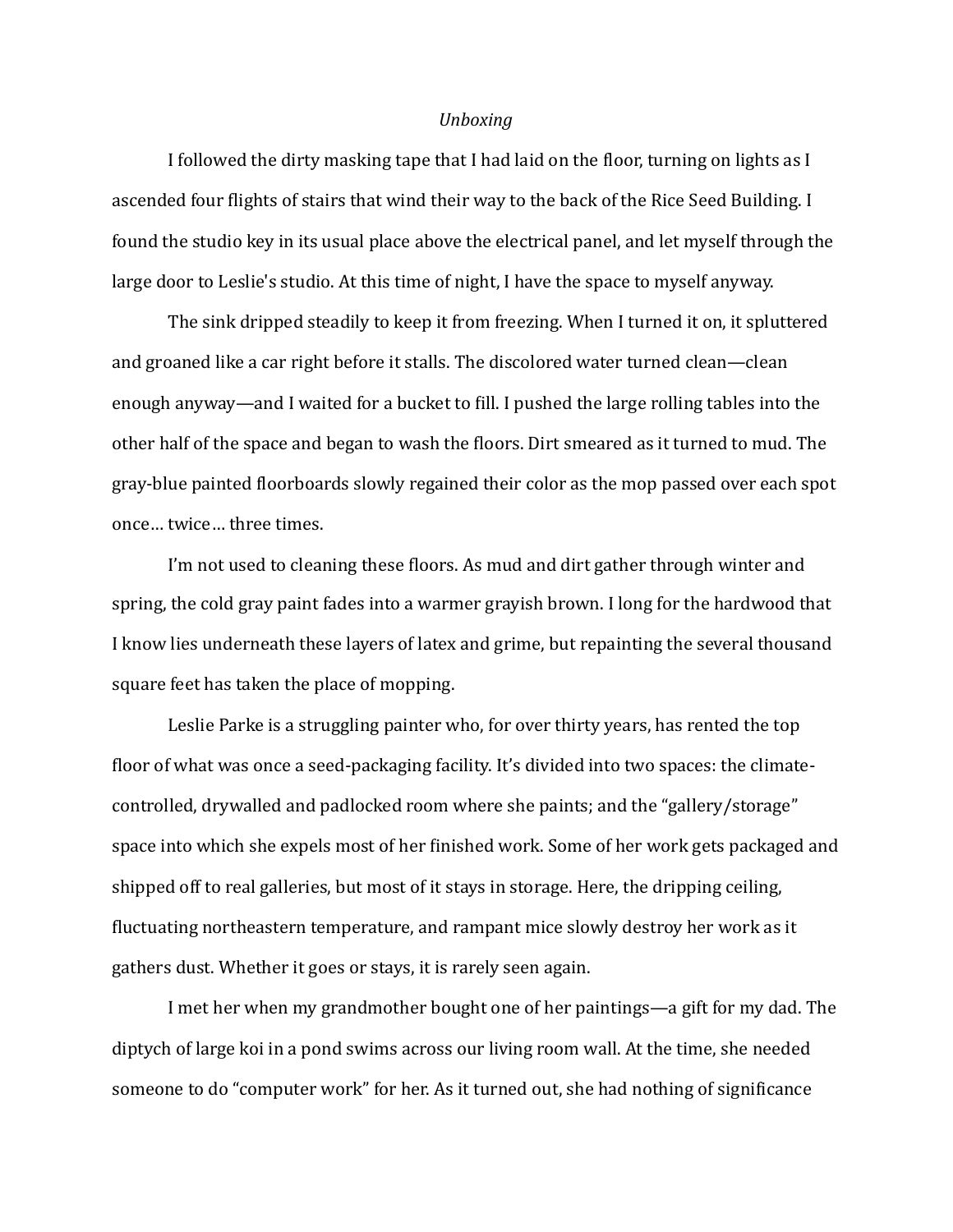*Unboxing*

I followed the dirty masking tape that I had laid on the floor, turning on lights as I ascended four flights of stairs that wind their way to the back of the Rice Seed Building. I found the studio key in its usual place above the electrical panel, and let myself through the large door to Leslie's studio. At this time of night, I have the space to myself anyway.

The sink dripped steadily to keep it from freezing. When I turned it on, it spluttered and groaned like a car right before it stalls. The discolored water turned clean—clean enough anyway—and I waited for a bucket to fill. I pushed the large rolling tables into the other half of the space and began to wash the floors. Dirt smeared as it turned to mud. The gray-blue painted floorboards slowly regained their color as the mop passed over each spot once… twice… three times.

I'm not used to cleaning these floors. As mud and dirt gather through winter and spring, the cold gray paint fades into a warmer grayish brown. I long for the hardwood that I know lies underneath these layers of latex and grime, but repainting the several thousand square feet has taken the place of mopping.

Leslie Parke is a struggling painter who, for over thirty years, has rented the top floor of what was once a seed-packaging facility. It's divided into two spaces: the climate-controlled, drywalled and padlocked room where she paints; and the "gallery/storage" space into which she expels most of her finished work. Some of her work gets packaged and shipped off to real galleries, but most of it stays in storage. Here, the dripping ceiling, fluctuating northeastern temperature, and rampant mice slowly destroy her work as it gathers dust. Whether it goes or stays, it is rarely seen again.

I met her when my grandmother bought one of her paintings—a gift for my dad. The diptych of large koi in a pond swims across our living room wall. At the time, she needed someone to do "computer work" for her. As it turned out, she had nothing of significance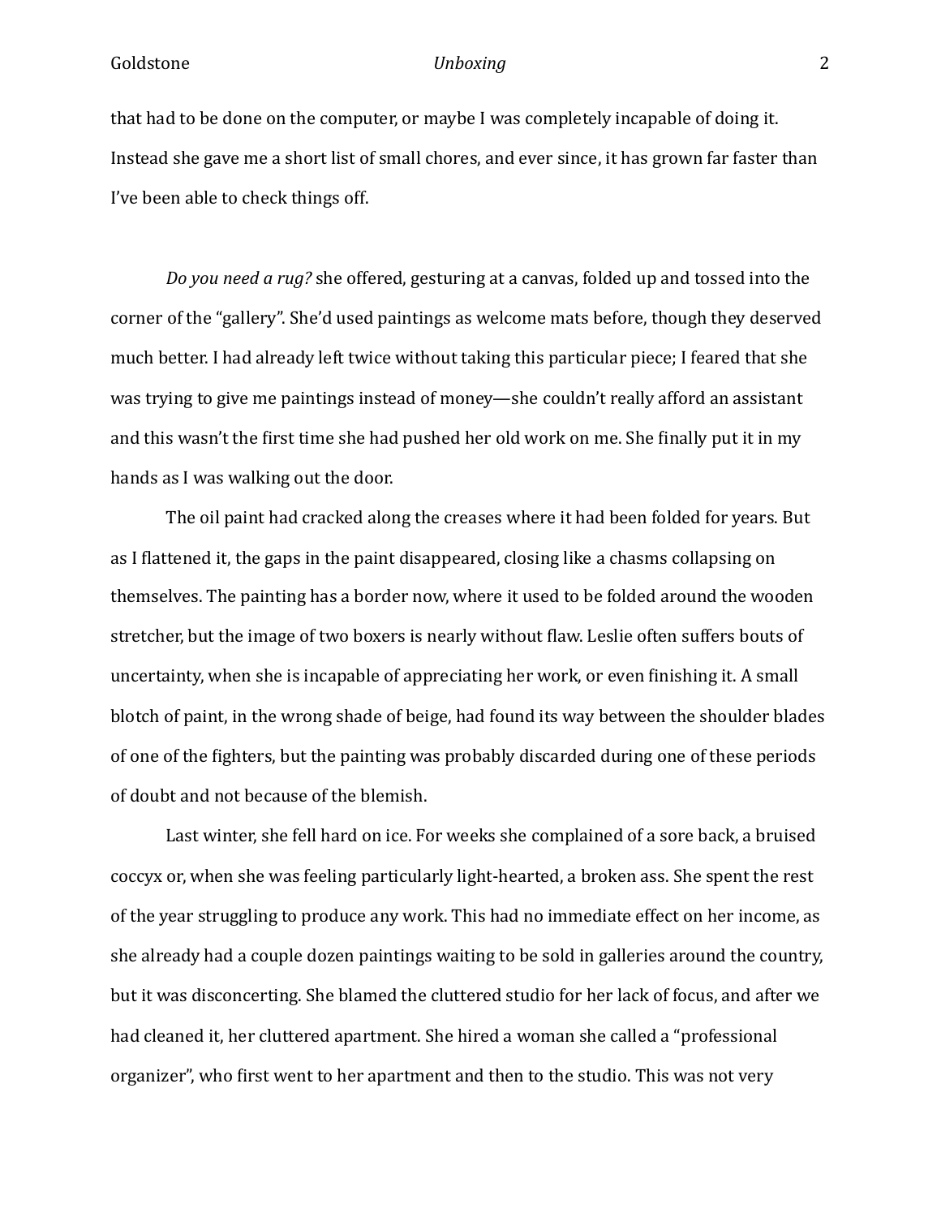that had to be done on the computer, or maybe I was completely incapable of doing it. Instead she gave me a short list of small chores, and ever since, it has grown far faster than I've been able to check things off.

*Do you need a rug?* she offered, gesturing at a canvas, folded up and tossed into the corner of the "gallery". She'd used paintings as welcome mats before, though they deserved much better. I had already left twice without taking this particular piece; I feared that she was trying to give me paintings instead of money—she couldn't really afford an assistant and this wasn't the first time she had pushed her old work on me. She finally put it in my hands as I was walking out the door.

The oil paint had cracked along the creases where it had been folded for years. But as I flattened it, the gaps in the paint disappeared, closing like a chasms collapsing on themselves. The painting has a border now, where it used to be folded around the wooden stretcher, but the image of two boxers is nearly without flaw. Leslie often suffers bouts of uncertainty, when she is incapable of appreciating her work, or even finishing it. A small blotch of paint, in the wrong shade of beige, had found its way between the shoulder blades of one of the fighters, but the painting was probably discarded during one of these periods of doubt and not because of the blemish.

Last winter, she fell hard on ice. For weeks she complained of a sore back, a bruised coccyx or, when she was feeling particularly light-hearted, a broken ass. She spent the rest of the year struggling to produce any work. This had no immediate effect on her income, as she already had a couple dozen paintings waiting to be sold in galleries around the country, but it was disconcerting. She blamed the cluttered studio for her lack of focus, and after we had cleaned it, her cluttered apartment. She hired a woman she called a "professional organizer", who first went to her apartment and then to the studio. This was not very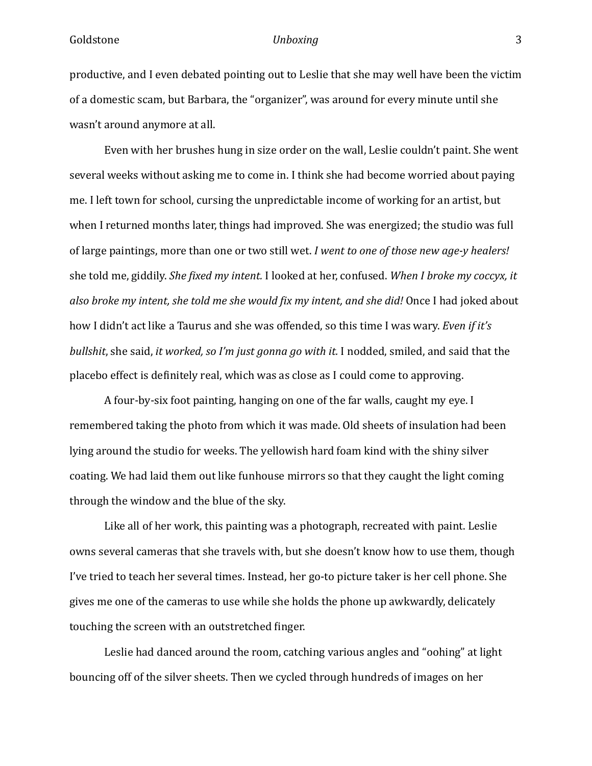productive, and I even debated pointing out to Leslie that she may well have been the victim of a domestic scam, but Barbara, the "organizer", was around for every minute until she wasn't around anymore at all.

Even with her brushes hung in size order on the wall, Leslie couldn't paint. She went several weeks without asking me to come in. I think she had become worried about paying me. I left town for school, cursing the unpredictable income of working for an artist, but when I returned months later, things had improved. She was energized; the studio was full of large paintings, more than one or two still wet. *I went to one of those new age-y healers!* she told me, giddily. *She fixed my intent.* I looked at her, confused. *When I broke my coccyx, it also broke my intent, she told me she would fix my intent, and she did!* Once I had joked about how I didn't act like a Taurus and she was offended, so this time I was wary. *Even if it's bullshit*, she said, *it worked, so I'm just gonna go with it.* I nodded, smiled, and said that the placebo effect is definitely real, which was as close as I could come to approving.

A four-by-six foot painting, hanging on one of the far walls, caught my eye. I remembered taking the photo from which it was made. Old sheets of insulation had been lying around the studio for weeks. The yellowish hard foam kind with the shiny silver coating. We had laid them out like funhouse mirrors so that they caught the light coming through the window and the blue of the sky.

Like all of her work, this painting was a photograph, recreated with paint. Leslie owns several cameras that she travels with, but she doesn't know how to use them, though I've tried to teach her several times. Instead, her go-to picture taker is her cell phone. She gives me one of the cameras to use while she holds the phone up awkwardly, delicately touching the screen with an outstretched finger.

Leslie had danced around the room, catching various angles and "oohing" at light bouncing off of the silver sheets. Then we cycled through hundreds of images on her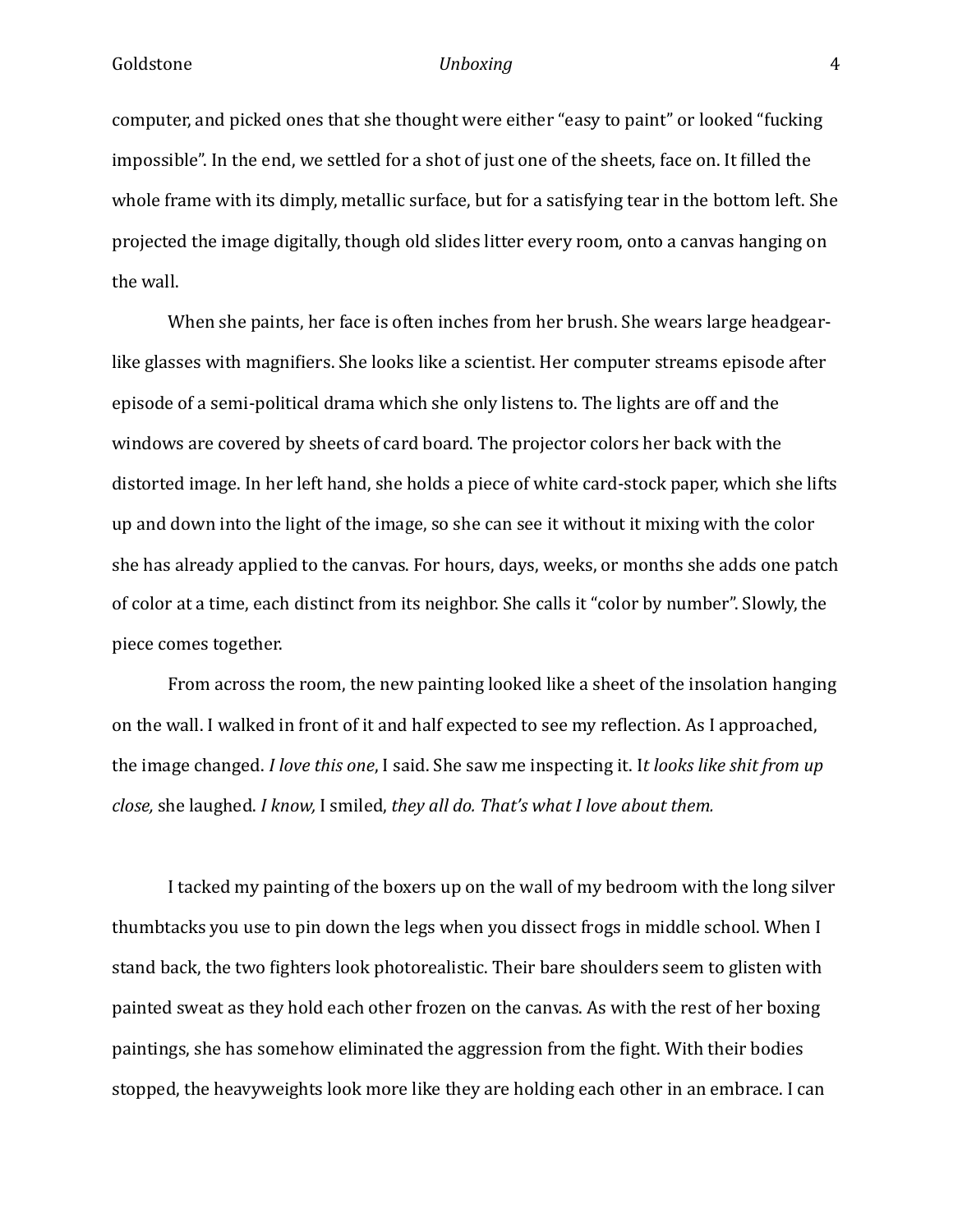computer, and picked ones that she thought were either "easy to paint" or looked "fucking impossible". In the end, we settled for a shot of just one of the sheets, face on. It filled the whole frame with its dimply, metallic surface, but for a satisfying tear in the bottom left. She projected the image digitally, though old slides litter every room, onto a canvas hanging on the wall.

When she paints, her face is often inches from her brush. She wears large headgear-like glasses with magnifiers. She looks like a scientist. Her computer streams episode after episode of a semi-political drama which she only listens to. The lights are off and the windows are covered by sheets of card board. The projector colors her back with the distorted image. In her left hand, she holds a piece of white card-stock paper, which she lifts up and down into the light of the image, so she can see it without it mixing with the color she has already applied to the canvas. For hours, days, weeks, or months she adds one patch of color at a time, each distinct from its neighbor. She calls it "color by number". Slowly, the piece comes together.

From across the room, the new painting looked like a sheet of the insolation hanging on the wall. I walked in front of it and half expected to see my reflection. As I approached, the image changed. *I love this one*, I said. She saw me inspecting it. I*t looks like shit from up close,* she laughed. *I know,* I smiled, *they all do. That's what I love about them.*

I tacked my painting of the boxers up on the wall of my bedroom with the long silver thumbtacks you use to pin down the legs when you dissect frogs in middle school. When I stand back, the two fighters look photorealistic. Their bare shoulders seem to glisten with painted sweat as they hold each other frozen on the canvas. As with the rest of her boxing paintings, she has somehow eliminated the aggression from the fight. With their bodies stopped, the heavyweights look more like they are holding each other in an embrace. I can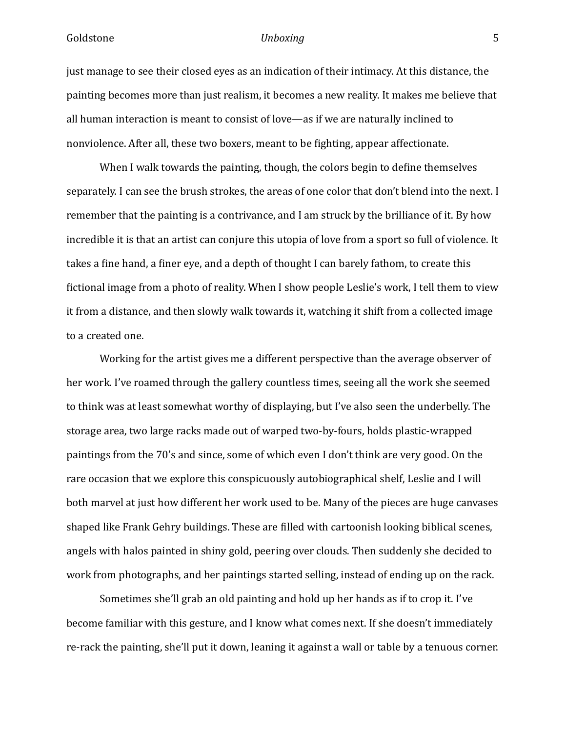just manage to see their closed eyes as an indication of their intimacy. At this distance, the painting becomes more than just realism, it becomes a new reality. It makes me believe that all human interaction is meant to consist of love—as if we are naturally inclined to nonviolence. After all, these two boxers, meant to be fighting, appear affectionate.

When I walk towards the painting, though, the colors begin to define themselves separately. I can see the brush strokes, the areas of one color that don't blend into the next. I remember that the painting is a contrivance, and I am struck by the brilliance of it. By how incredible it is that an artist can conjure this utopia of love from a sport so full of violence. It takes a fine hand, a finer eye, and a depth of thought I can barely fathom, to create this fictional image from a photo of reality. When I show people Leslie's work, I tell them to view it from a distance, and then slowly walk towards it, watching it shift from a collected image to a created one.

Working for the artist gives me a different perspective than the average observer of her work. I've roamed through the gallery countless times, seeing all the work she seemed to think was at least somewhat worthy of displaying, but I've also seen the underbelly. The storage area, two large racks made out of warped two-by-fours, holds plastic-wrapped paintings from the 70's and since, some of which even I don't think are very good. On the rare occasion that we explore this conspicuously autobiographical shelf, Leslie and I will both marvel at just how different her work used to be. Many of the pieces are huge canvases shaped like Frank Gehry buildings. These are filled with cartoonish looking biblical scenes, angels with halos painted in shiny gold, peering over clouds. Then suddenly she decided to work from photographs, and her paintings started selling, instead of ending up on the rack.

Sometimes she'll grab an old painting and hold up her hands as if to crop it. I've become familiar with this gesture, and I know what comes next. If she doesn't immediately re-rack the painting, she'll put it down, leaning it against a wall or table by a tenuous corner.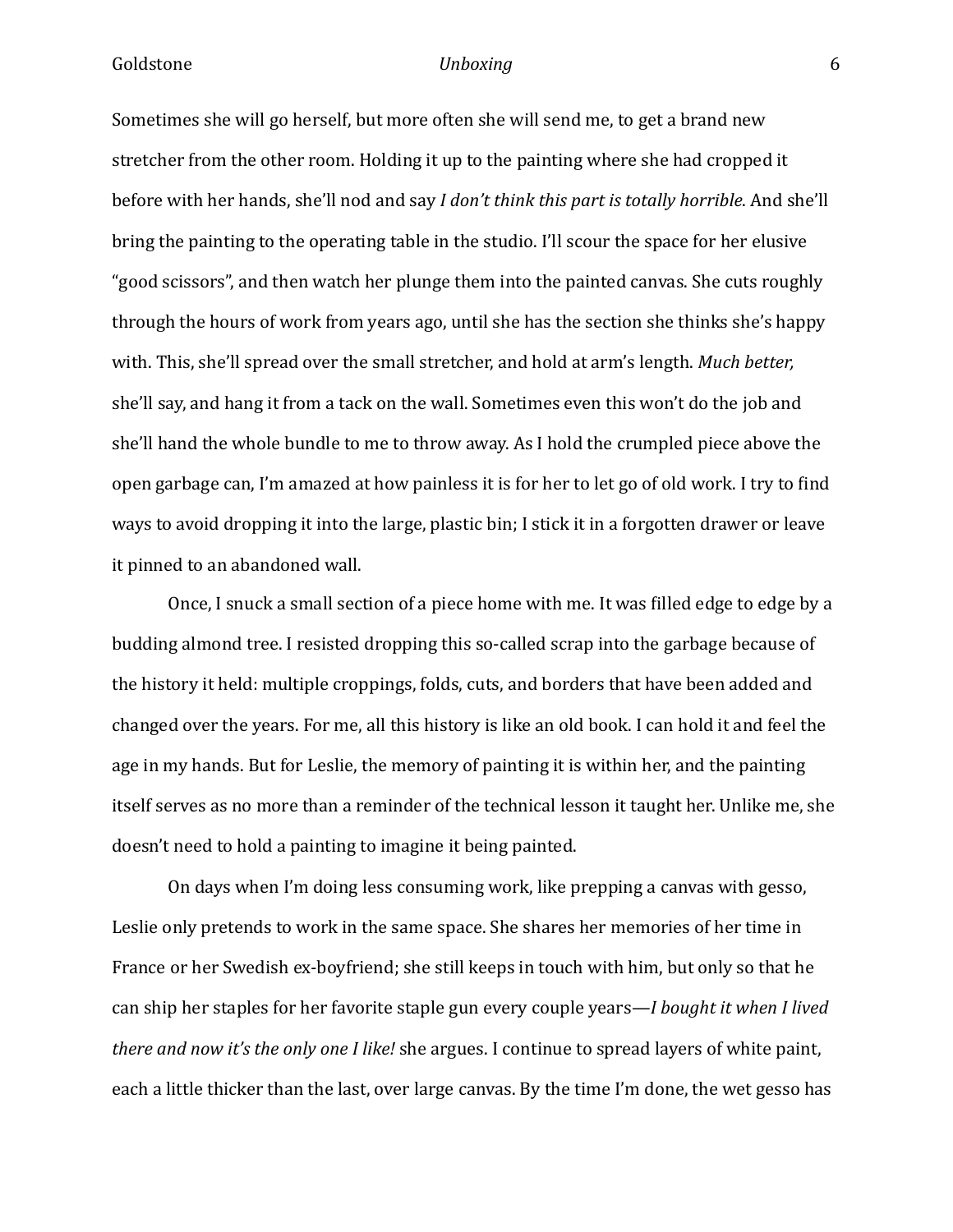Sometimes she will go herself, but more often she will send me, to get a brand new stretcher from the other room. Holding it up to the painting where she had cropped it before with her hands, she'll nod and say *I don't think this part is totally horrible*. And she'll bring the painting to the operating table in the studio. I'll scour the space for her elusive "good scissors", and then watch her plunge them into the painted canvas. She cuts roughly through the hours of work from years ago, until she has the section she thinks she's happy with. This, she'll spread over the small stretcher, and hold at arm's length. *Much better,* she'll say, and hang it from a tack on the wall. Sometimes even this won't do the job and she'll hand the whole bundle to me to throw away. As I hold the crumpled piece above the open garbage can, I'm amazed at how painless it is for her to let go of old work. I try to find ways to avoid dropping it into the large, plastic bin; I stick it in a forgotten drawer or leave it pinned to an abandoned wall.

Once, I snuck a small section of a piece home with me. It was filled edge to edge by a budding almond tree. I resisted dropping this so-called scrap into the garbage because of the history it held: multiple croppings, folds, cuts, and borders that have been added and changed over the years. For me, all this history is like an old book. I can hold it and feel the age in my hands. But for Leslie, the memory of painting it is within her, and the painting itself serves as no more than a reminder of the technical lesson it taught her. Unlike me, she doesn't need to hold a painting to imagine it being painted.

On days when I'm doing less consuming work, like prepping a canvas with gesso, Leslie only pretends to work in the same space. She shares her memories of her time in France or her Swedish ex-boyfriend; she still keeps in touch with him, but only so that he can ship her staples for her favorite staple gun every couple years—*I bought it when I lived there and now it's the only one I like!* she argues. I continue to spread layers of white paint, each a little thicker than the last, over large canvas. By the time I'm done, the wet gesso has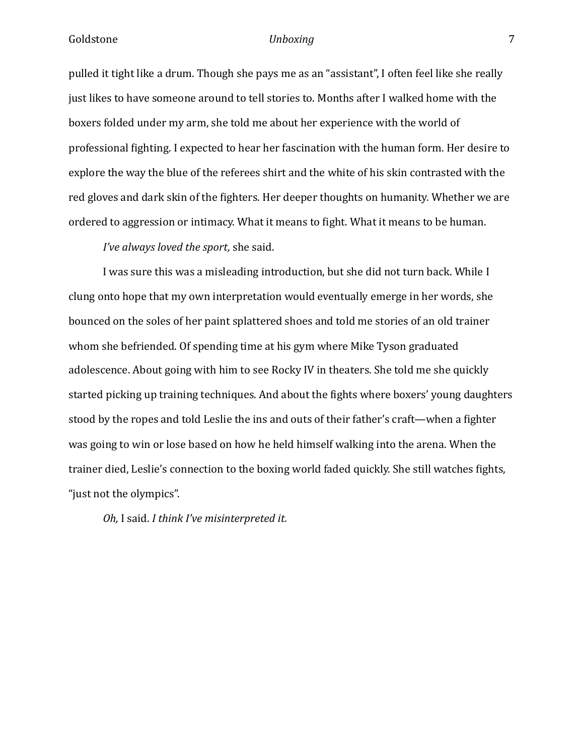pulled it tight like a drum. Though she pays me as an "assistant", I often feel like she really just likes to have someone around to tell stories to. Months after I walked home with the boxers folded under my arm, she told me about her experience with the world of professional fighting. I expected to hear her fascination with the human form. Her desire to explore the way the blue of the referees shirt and the white of his skin contrasted with the red gloves and dark skin of the fighters. Her deeper thoughts on humanity. Whether we are ordered to aggression or intimacy. What it means to fight. What it means to be human.

*I've always loved the sport,* she said.

I was sure this was a misleading introduction, but she did not turn back. While I clung onto hope that my own interpretation would eventually emerge in her words, she bounced on the soles of her paint splattered shoes and told me stories of an old trainer whom she befriended. Of spending time at his gym where Mike Tyson graduated adolescence. About going with him to see Rocky IV in theaters. She told me she quickly started picking up training techniques. And about the fights where boxers' young daughters stood by the ropes and told Leslie the ins and outs of their father's craft—when a fighter was going to win or lose based on how he held himself walking into the arena. When the trainer died, Leslie's connection to the boxing world faded quickly. She still watches fights, "just not the olympics".

*Oh,* I said. *I think I've misinterpreted it.*